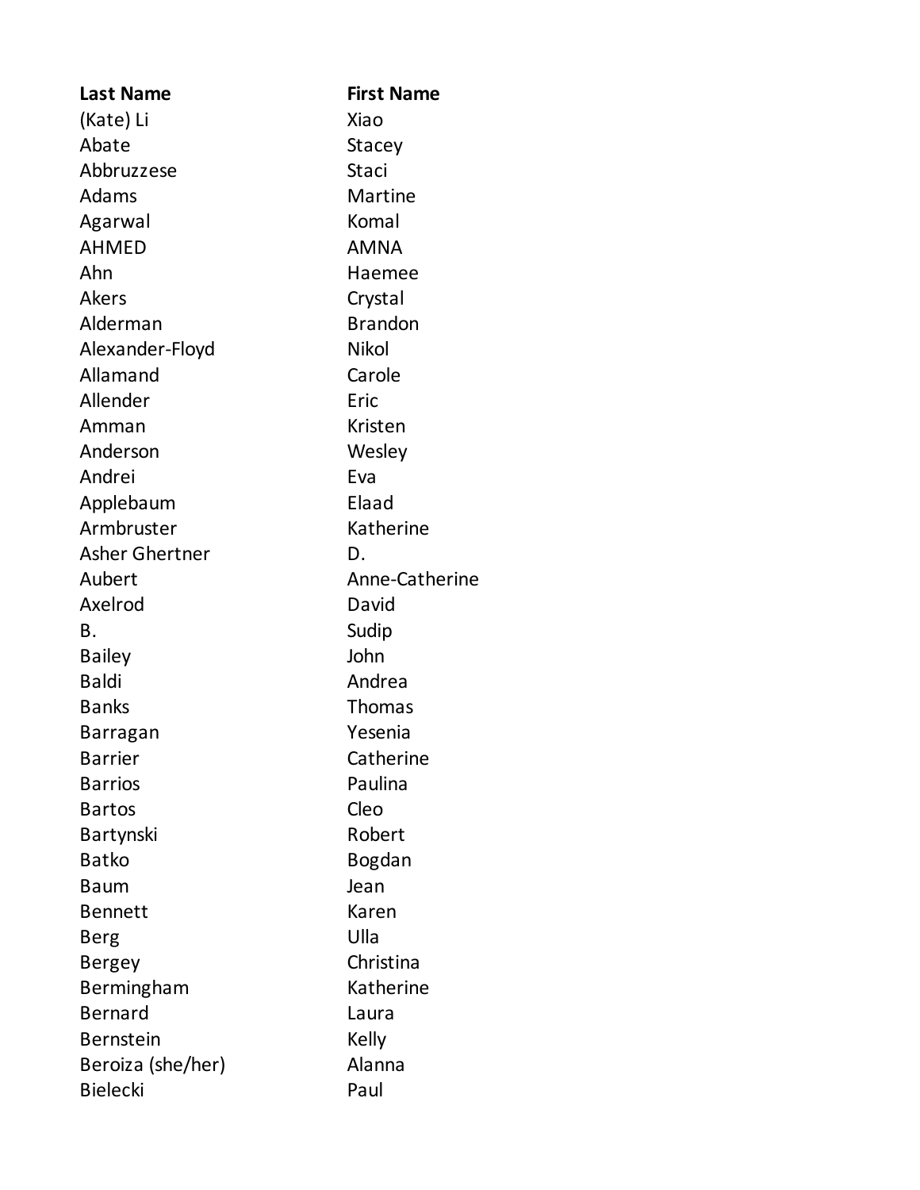| Last Name | First Name |
| --- | --- |
| (Kate) Li | Xiao |
| Abate | Stacey |
| Abbruzzese | Staci |
| Adams | Martine |
| Agarwal | Komal |
| AHMED | AMNA |
| Ahn | Haemee |
| Akers | Crystal |
| Alderman | Brandon |
| Alexander-Floyd | Nikol |
| Allamand | Carole |
| Allender | Eric |
| Amman | Kristen |
| Anderson | Wesley |
| Andrei | Eva |
| Applebaum | Elaad |
| Armbruster | Katherine |
| Asher Ghertner | D. |
| Aubert | Anne-Catherine |
| Axelrod | David |
| B. | Sudip |
| Bailey | John |
| Baldi | Andrea |
| Banks | Thomas |
| Barragan | Yesenia |
| Barrier | Catherine |
| Barrios | Paulina |
| Bartos | Cleo |
| Bartynski | Robert |
| Batko | Bogdan |
| Baum | Jean |
| Bennett | Karen |
| Berg | Ulla |
| Bergey | Christina |
| Bermingham | Katherine |
| Bernard | Laura |
| Bernstein | Kelly |
| Beroiza (she/her) | Alanna |
| Bielecki | Paul |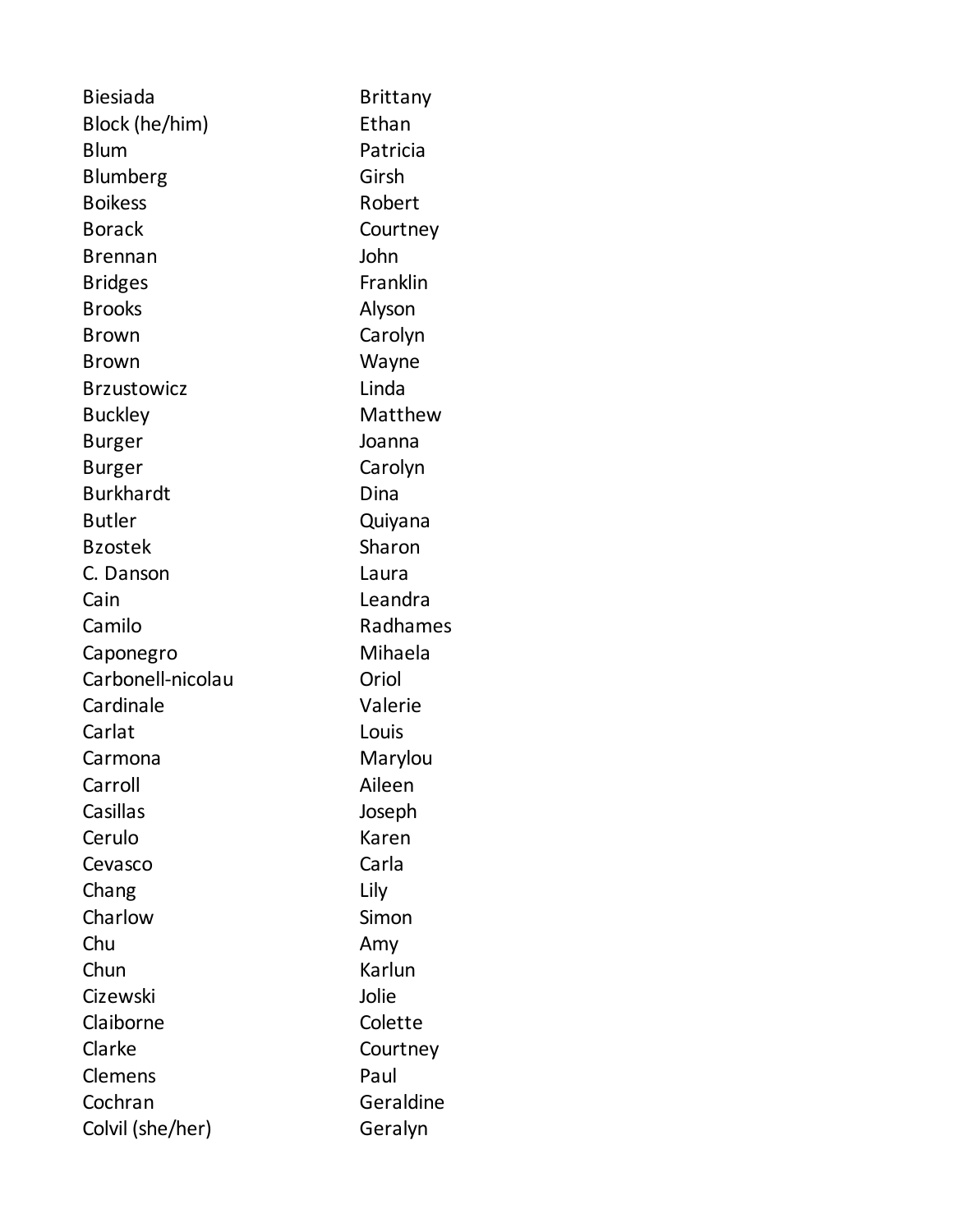| | |
|---|---|
| Biesiada | Brittany |
| Block (he/him) | Ethan |
| Blum | Patricia |
| Blumberg | Girsh |
| Boikess | Robert |
| Borack | Courtney |
| Brennan | John |
| Bridges | Franklin |
| Brooks | Alyson |
| Brown | Carolyn |
| Brown | Wayne |
| Brzustowicz | Linda |
| Buckley | Matthew |
| Burger | Joanna |
| Burger | Carolyn |
| Burkhardt | Dina |
| Butler | Quiyana |
| Bzostek | Sharon |
| C. Danson | Laura |
| Cain | Leandra |
| Camilo | Radhames |
| Caponegro | Mihaela |
| Carbonell-nicolau | Oriol |
| Cardinale | Valerie |
| Carlat | Louis |
| Carmona | Marylou |
| Carroll | Aileen |
| Casillas | Joseph |
| Cerulo | Karen |
| Cevasco | Carla |
| Chang | Lily |
| Charlow | Simon |
| Chu | Amy |
| Chun | Karlun |
| Cizewski | Jolie |
| Claiborne | Colette |
| Clarke | Courtney |
| Clemens | Paul |
| Cochran | Geraldine |
| Colvil (she/her) | Geralyn |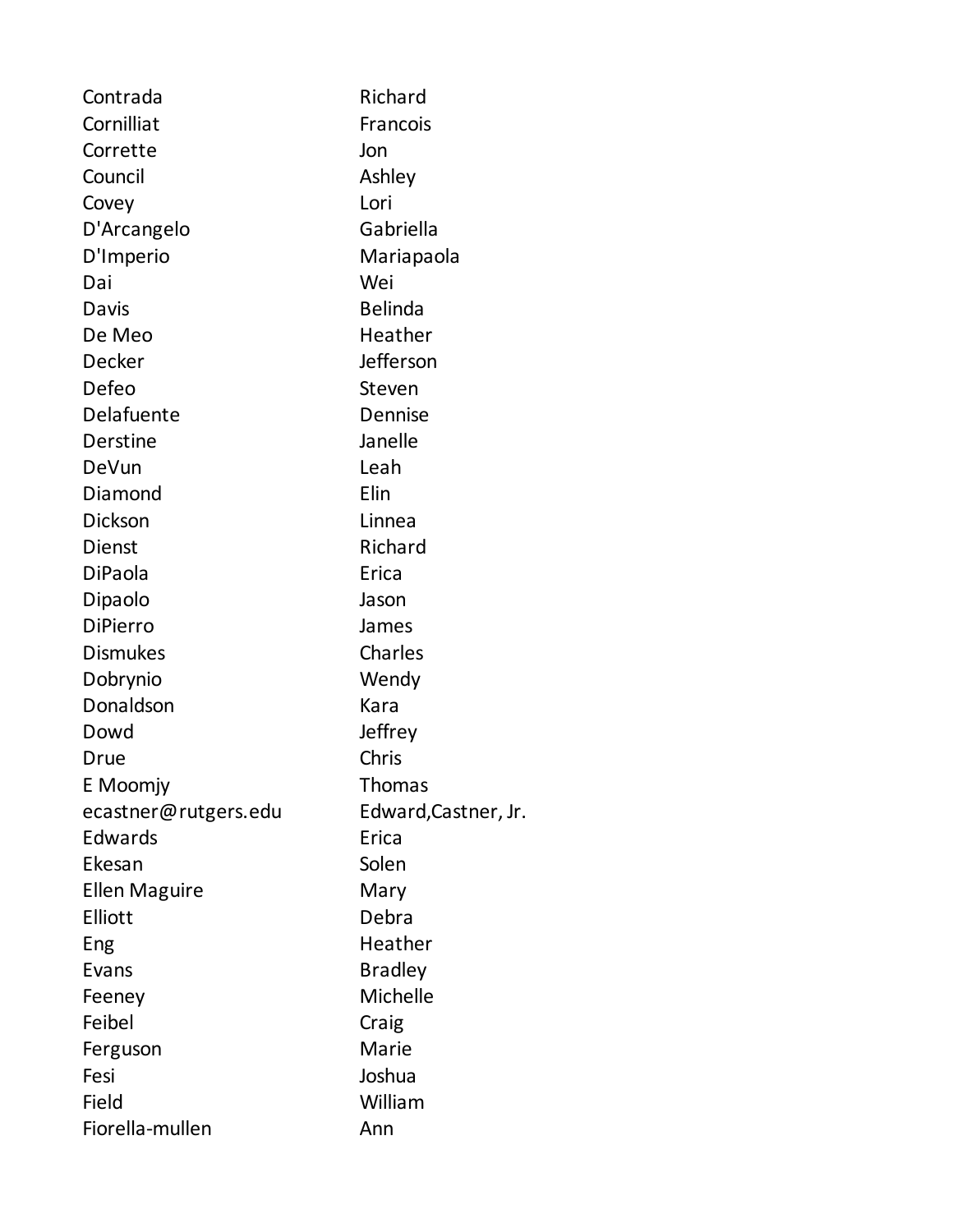| | |
|---|---|
| Contrada | Richard |
| Cornilliat | Francois |
| Corrette | Jon |
| Council | Ashley |
| Covey | Lori |
| D'Arcangelo | Gabriella |
| D'Imperio | Mariapaola |
| Dai | Wei |
| Davis | Belinda |
| De Meo | Heather |
| Decker | Jefferson |
| Defeo | Steven |
| Delafuente | Dennise |
| Derstine | Janelle |
| DeVun | Leah |
| Diamond | Elin |
| Dickson | Linnea |
| Dienst | Richard |
| DiPaola | Erica |
| Dipaolo | Jason |
| DiPierro | James |
| Dismukes | Charles |
| Dobrynio | Wendy |
| Donaldson | Kara |
| Dowd | Jeffrey |
| Drue | Chris |
| E Moomjy | Thomas |
| ecastner@rutgers.edu | Edward,Castner, Jr. |
| Edwards | Erica |
| Ekesan | Solen |
| Ellen Maguire | Mary |
| Elliott | Debra |
| Eng | Heather |
| Evans | Bradley |
| Feeney | Michelle |
| Feibel | Craig |
| Ferguson | Marie |
| Fesi | Joshua |
| Field | William |
| Fiorella-mullen | Ann |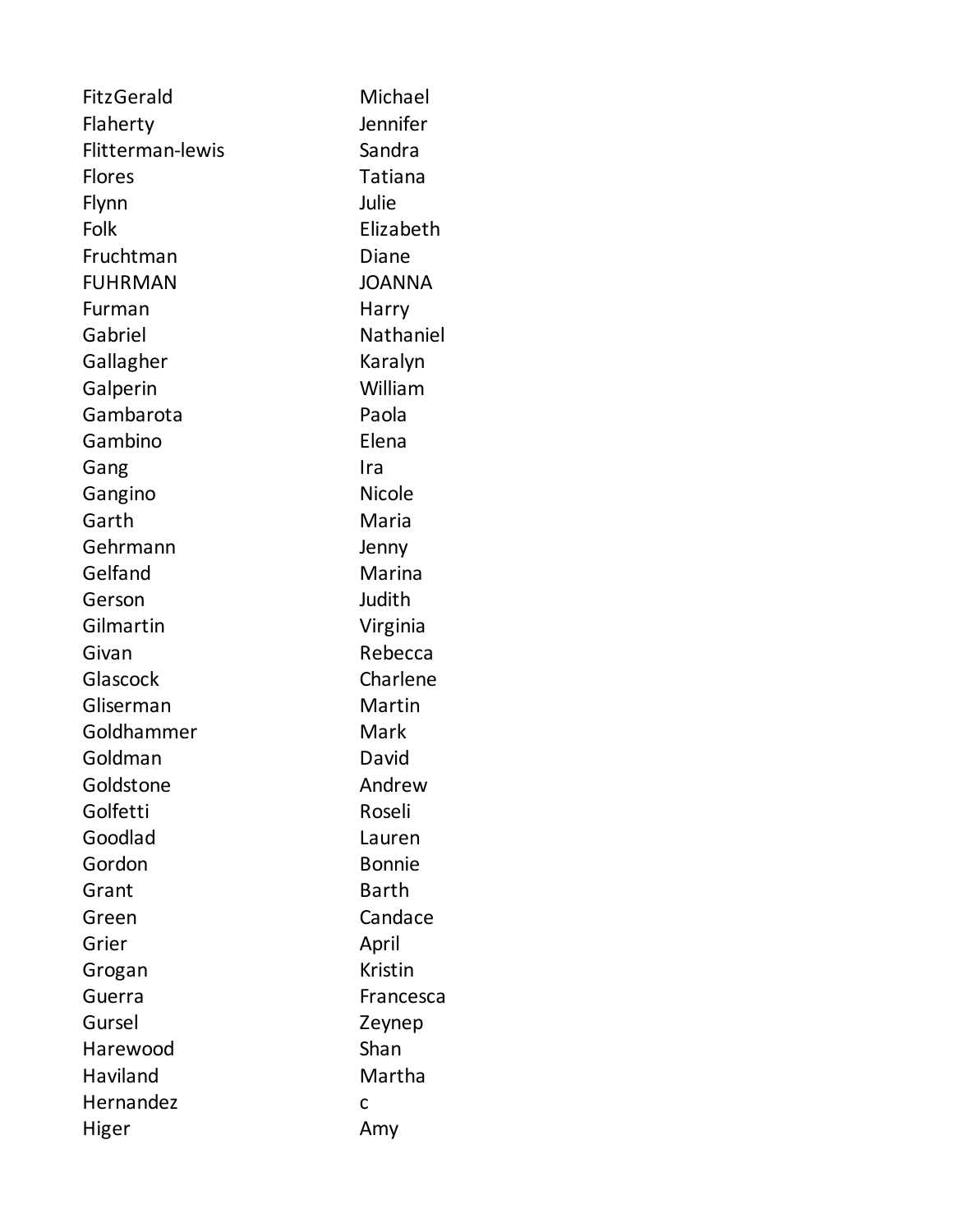| | |
|---|---|
| FitzGerald | Michael |
| Flaherty | Jennifer |
| Flitterman-lewis | Sandra |
| Flores | Tatiana |
| Flynn | Julie |
| Folk | Elizabeth |
| Fruchtman | Diane |
| FUHRMAN | JOANNA |
| Furman | Harry |
| Gabriel | Nathaniel |
| Gallagher | Karalyn |
| Galperin | William |
| Gambarota | Paola |
| Gambino | Elena |
| Gang | Ira |
| Gangino | Nicole |
| Garth | Maria |
| Gehrmann | Jenny |
| Gelfand | Marina |
| Gerson | Judith |
| Gilmartin | Virginia |
| Givan | Rebecca |
| Glascock | Charlene |
| Gliserman | Martin |
| Goldhammer | Mark |
| Goldman | David |
| Goldstone | Andrew |
| Golfetti | Roseli |
| Goodlad | Lauren |
| Gordon | Bonnie |
| Grant | Barth |
| Green | Candace |
| Grier | April |
| Grogan | Kristin |
| Guerra | Francesca |
| Gursel | Zeynep |
| Harewood | Shan |
| Haviland | Martha |
| Hernandez | c |
| Higer | Amy |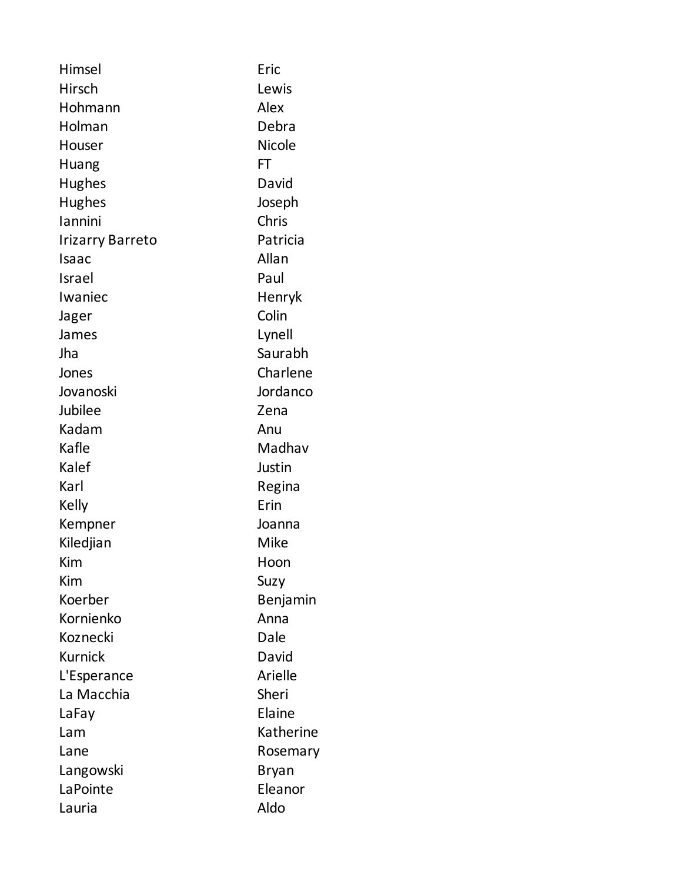| | |
|---|---|
| Himsel | Eric |
| Hirsch | Lewis |
| Hohmann | Alex |
| Holman | Debra |
| Houser | Nicole |
| Huang | FT |
| Hughes | David |
| Hughes | Joseph |
| Iannini | Chris |
| Irizarry Barreto | Patricia |
| Isaac | Allan |
| Israel | Paul |
| Iwaniec | Henryk |
| Jager | Colin |
| James | Lynell |
| Jha | Saurabh |
| Jones | Charlene |
| Jovanoski | Jordanco |
| Jubilee | Zena |
| Kadam | Anu |
| Kafle | Madhav |
| Kalef | Justin |
| Karl | Regina |
| Kelly | Erin |
| Kempner | Joanna |
| Kiledjian | Mike |
| Kim | Hoon |
| Kim | Suzy |
| Koerber | Benjamin |
| Kornienko | Anna |
| Koznecki | Dale |
| Kurnick | David |
| L'Esperance | Arielle |
| La Macchia | Sheri |
| LaFay | Elaine |
| Lam | Katherine |
| Lane | Rosemary |
| Langowski | Bryan |
| LaPointe | Eleanor |
| Lauria | Aldo |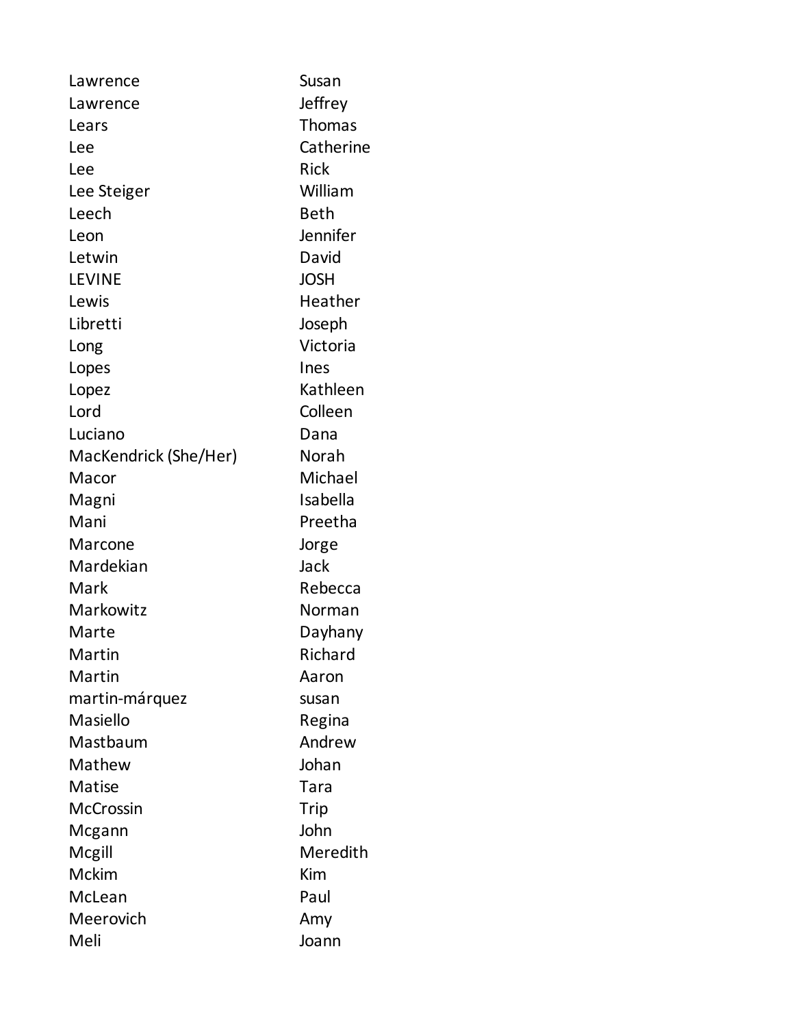| | |
|---|---|
| Lawrence | Susan |
| Lawrence | Jeffrey |
| Lears | Thomas |
| Lee | Catherine |
| Lee | Rick |
| Lee Steiger | William |
| Leech | Beth |
| Leon | Jennifer |
| Letwin | David |
| LEVINE | JOSH |
| Lewis | Heather |
| Libretti | Joseph |
| Long | Victoria |
| Lopes | Ines |
| Lopez | Kathleen |
| Lord | Colleen |
| Luciano | Dana |
| MacKendrick (She/Her) | Norah |
| Macor | Michael |
| Magni | Isabella |
| Mani | Preetha |
| Marcone | Jorge |
| Mardekian | Jack |
| Mark | Rebecca |
| Markowitz | Norman |
| Marte | Dayhany |
| Martin | Richard |
| Martin | Aaron |
| martin-márquez | susan |
| Masiello | Regina |
| Mastbaum | Andrew |
| Mathew | Johan |
| Matise | Tara |
| McCrossin | Trip |
| Mcgann | John |
| Mcgill | Meredith |
| Mckim | Kim |
| McLean | Paul |
| Meerovich | Amy |
| Meli | Joann |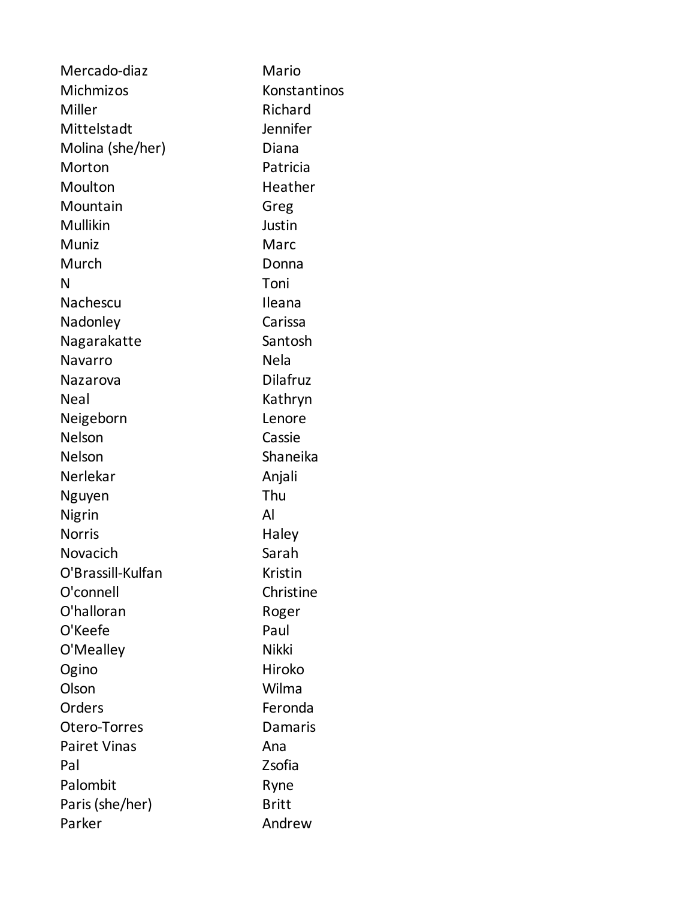| | |
|---|---|
| Mercado-diaz | Mario |
| Michmizos | Konstantinos |
| Miller | Richard |
| Mittelstadt | Jennifer |
| Molina (she/her) | Diana |
| Morton | Patricia |
| Moulton | Heather |
| Mountain | Greg |
| Mullikin | Justin |
| Muniz | Marc |
| Murch | Donna |
| N | Toni |
| Nachescu | Ileana |
| Nadonley | Carissa |
| Nagarakatte | Santosh |
| Navarro | Nela |
| Nazarova | Dilafruz |
| Neal | Kathryn |
| Neigeborn | Lenore |
| Nelson | Cassie |
| Nelson | Shaneika |
| Nerlekar | Anjali |
| Nguyen | Thu |
| Nigrin | Al |
| Norris | Haley |
| Novacich | Sarah |
| O'Brassill-Kulfan | Kristin |
| O'connell | Christine |
| O'halloran | Roger |
| O'Keefe | Paul |
| O'Mealley | Nikki |
| Ogino | Hiroko |
| Olson | Wilma |
| Orders | Feronda |
| Otero-Torres | Damaris |
| Pairet Vinas | Ana |
| Pal | Zsofia |
| Palombit | Ryne |
| Paris (she/her) | Britt |
| Parker | Andrew |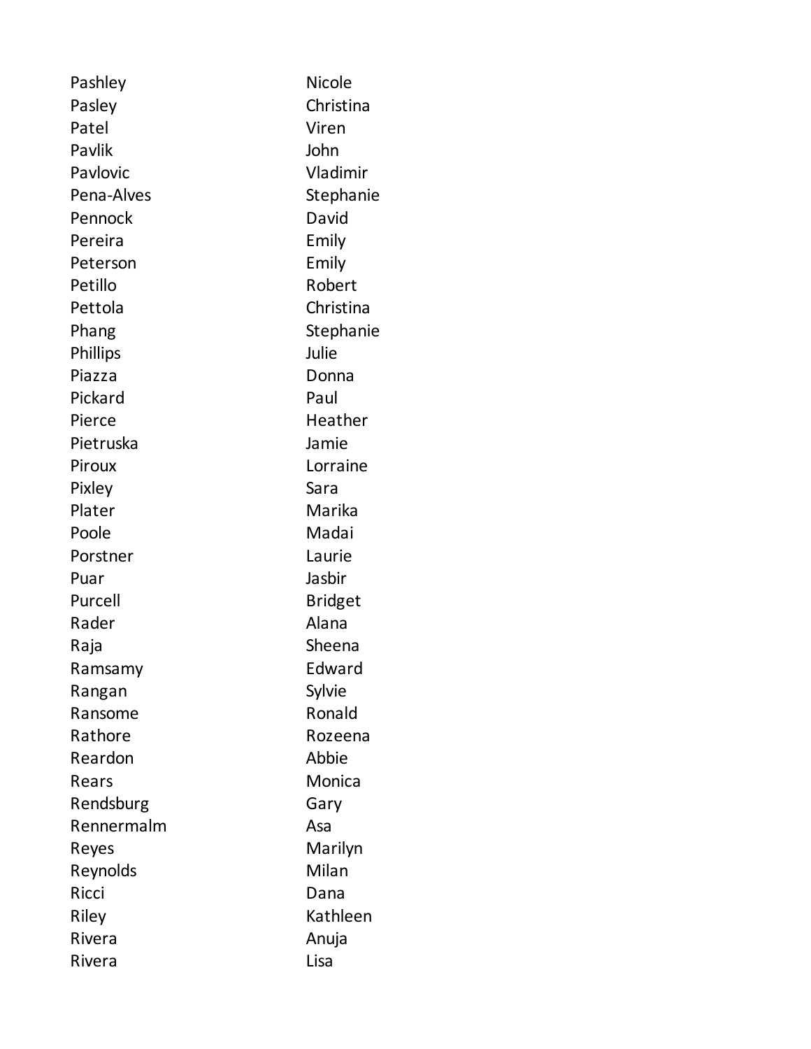| | |
|---|---|
| Pashley | Nicole |
| Pasley | Christina |
| Patel | Viren |
| Pavlik | John |
| Pavlovic | Vladimir |
| Pena-Alves | Stephanie |
| Pennock | David |
| Pereira | Emily |
| Peterson | Emily |
| Petillo | Robert |
| Pettola | Christina |
| Phang | Stephanie |
| Phillips | Julie |
| Piazza | Donna |
| Pickard | Paul |
| Pierce | Heather |
| Pietruska | Jamie |
| Piroux | Lorraine |
| Pixley | Sara |
| Plater | Marika |
| Poole | Madai |
| Porstner | Laurie |
| Puar | Jasbir |
| Purcell | Bridget |
| Rader | Alana |
| Raja | Sheena |
| Ramsamy | Edward |
| Rangan | Sylvie |
| Ransome | Ronald |
| Rathore | Rozeena |
| Reardon | Abbie |
| Rears | Monica |
| Rendsburg | Gary |
| Rennermalm | Asa |
| Reyes | Marilyn |
| Reynolds | Milan |
| Ricci | Dana |
| Riley | Kathleen |
| Rivera | Anuja |
| Rivera | Lisa |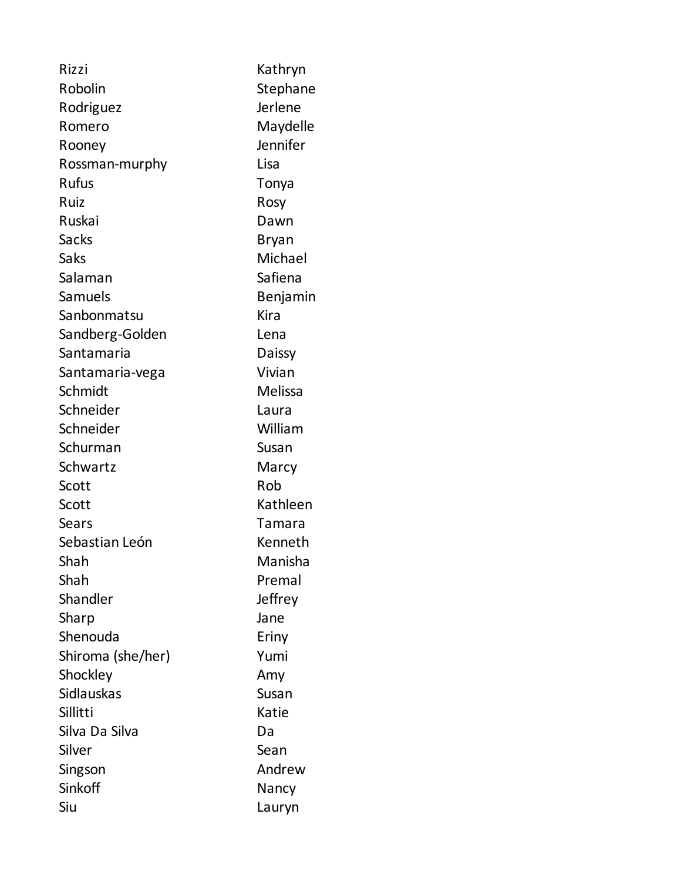| | |
|---|---|
| Rizzi | Kathryn |
| Robolin | Stephane |
| Rodriguez | Jerlene |
| Romero | Maydelle |
| Rooney | Jennifer |
| Rossman-murphy | Lisa |
| Rufus | Tonya |
| Ruiz | Rosy |
| Ruskai | Dawn |
| Sacks | Bryan |
| Saks | Michael |
| Salaman | Safiena |
| Samuels | Benjamin |
| Sanbonmatsu | Kira |
| Sandberg-Golden | Lena |
| Santamaria | Daissy |
| Santamaria-vega | Vivian |
| Schmidt | Melissa |
| Schneider | Laura |
| Schneider | William |
| Schurman | Susan |
| Schwartz | Marcy |
| Scott | Rob |
| Scott | Kathleen |
| Sears | Tamara |
| Sebastian León | Kenneth |
| Shah | Manisha |
| Shah | Premal |
| Shandler | Jeffrey |
| Sharp | Jane |
| Shenouda | Eriny |
| Shiroma (she/her) | Yumi |
| Shockley | Amy |
| Sidlauskas | Susan |
| Sillitti | Katie |
| Silva Da Silva | Da |
| Silver | Sean |
| Singson | Andrew |
| Sinkoff | Nancy |
| Siu | Lauryn |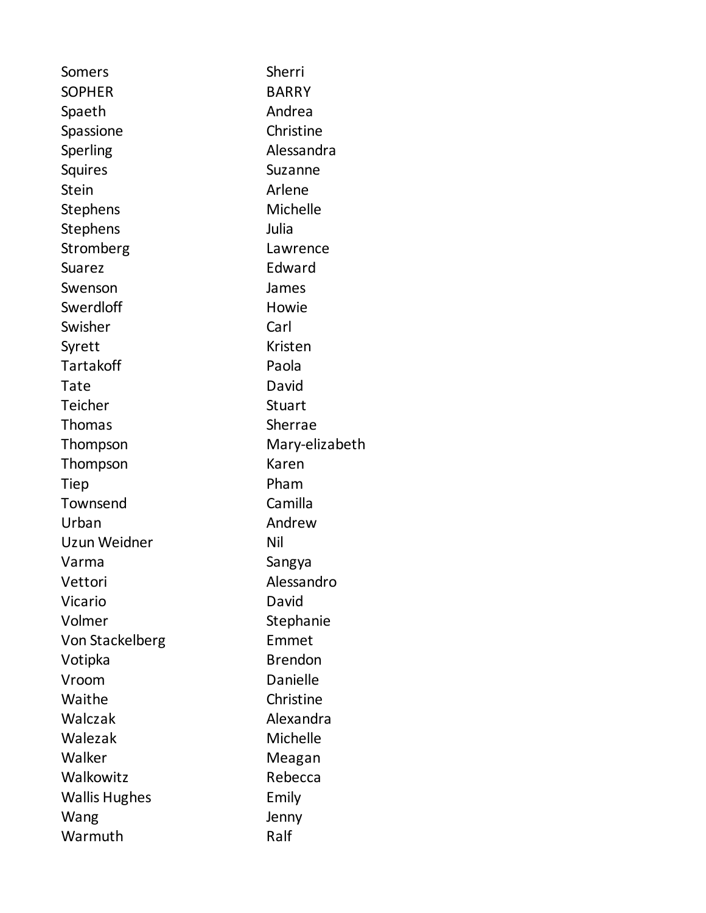| | |
|---|---|
| Somers | Sherri |
| SOPHER | BARRY |
| Spaeth | Andrea |
| Spassione | Christine |
| Sperling | Alessandra |
| Squires | Suzanne |
| Stein | Arlene |
| Stephens | Michelle |
| Stephens | Julia |
| Stromberg | Lawrence |
| Suarez | Edward |
| Swenson | James |
| Swerdloff | Howie |
| Swisher | Carl |
| Syrett | Kristen |
| Tartakoff | Paola |
| Tate | David |
| Teicher | Stuart |
| Thomas | Sherrae |
| Thompson | Mary-elizabeth |
| Thompson | Karen |
| Tiep | Pham |
| Townsend | Camilla |
| Urban | Andrew |
| Uzun Weidner | Nil |
| Varma | Sangya |
| Vettori | Alessandro |
| Vicario | David |
| Volmer | Stephanie |
| Von Stackelberg | Emmet |
| Votipka | Brendon |
| Vroom | Danielle |
| Waithe | Christine |
| Walczak | Alexandra |
| Walezak | Michelle |
| Walker | Meagan |
| Walkowitz | Rebecca |
| Wallis Hughes | Emily |
| Wang | Jenny |
| Warmuth | Ralf |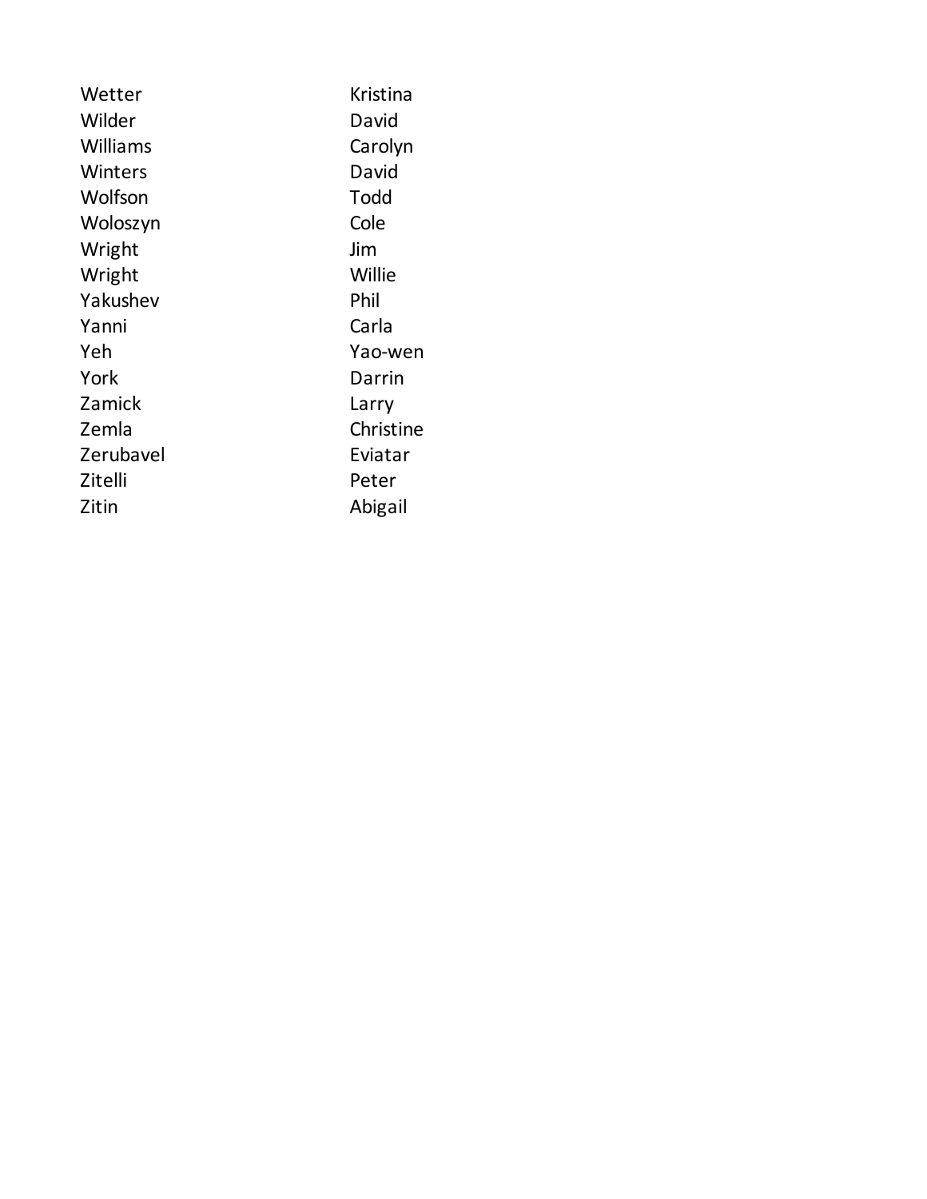| | |
|---|---|
| Wetter | Kristina |
| Wilder | David |
| Williams | Carolyn |
| Winters | David |
| Wolfson | Todd |
| Woloszyn | Cole |
| Wright | Jim |
| Wright | Willie |
| Yakushev | Phil |
| Yanni | Carla |
| Yeh | Yao-wen |
| York | Darrin |
| Zamick | Larry |
| Zemla | Christine |
| Zerubavel | Eviatar |
| Zitelli | Peter |
| Zitin | Abigail |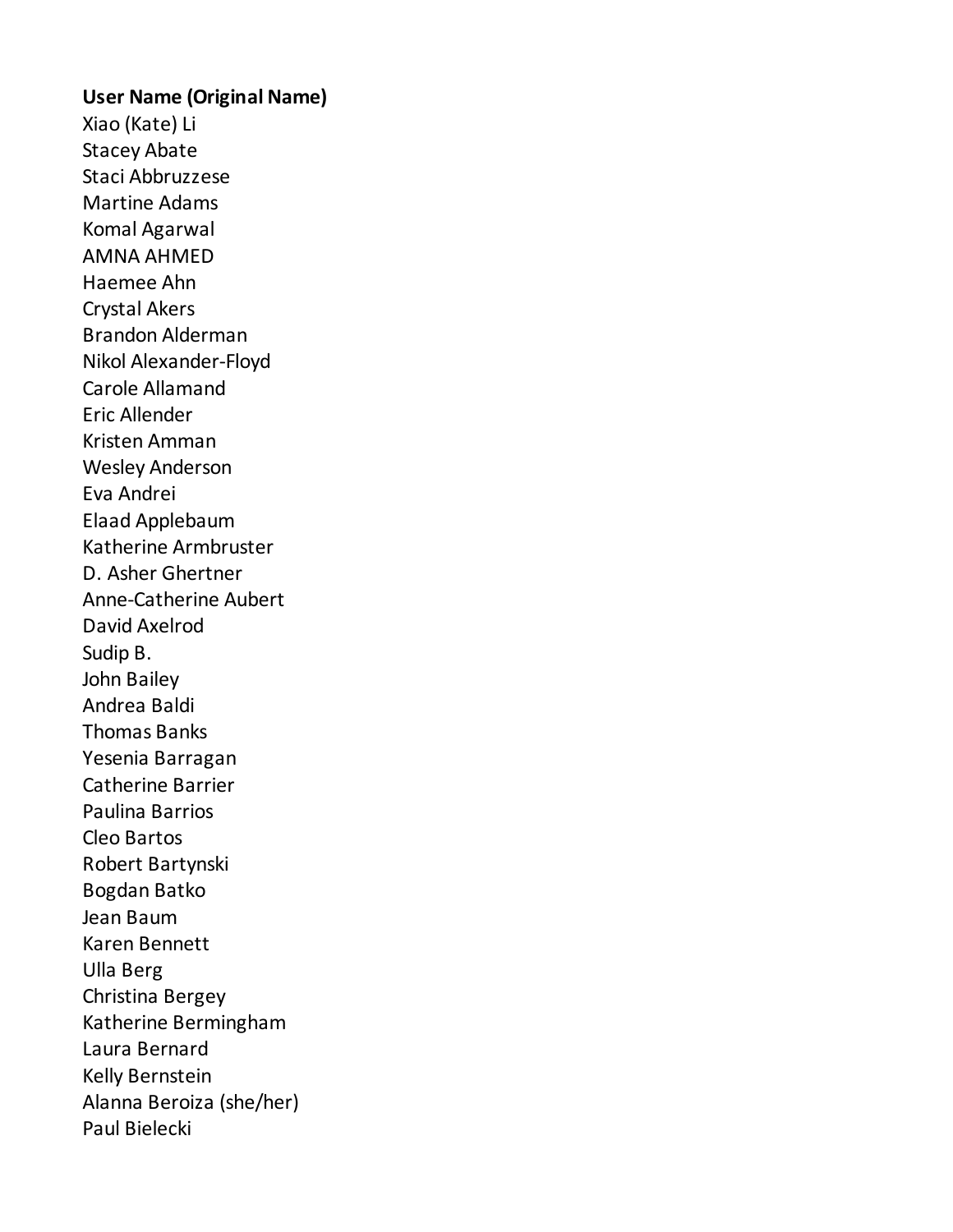**User Name (Original Name)**

Xiao (Kate) Li
Stacey Abate
Staci Abbruzzese
Martine Adams
Komal Agarwal
AMNA AHMED
Haemee Ahn
Crystal Akers
Brandon Alderman
Nikol Alexander-Floyd
Carole Allamand
Eric Allender
Kristen Amman
Wesley Anderson
Eva Andrei
Elaad Applebaum
Katherine Armbruster
D. Asher Ghertner
Anne-Catherine Aubert
David Axelrod
Sudip B.
John Bailey
Andrea Baldi
Thomas Banks
Yesenia Barragan
Catherine Barrier
Paulina Barrios
Cleo Bartos
Robert Bartynski
Bogdan Batko
Jean Baum
Karen Bennett
Ulla Berg
Christina Bergey
Katherine Bermingham
Laura Bernard
Kelly Bernstein
Alanna Beroiza (she/her)
Paul Bielecki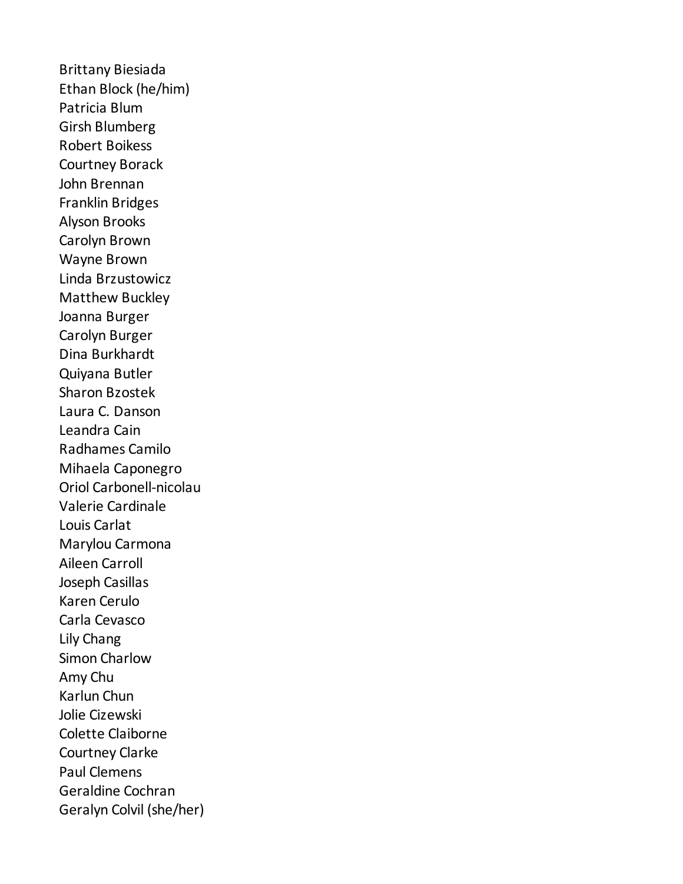Brittany Biesiada
Ethan Block (he/him)
Patricia Blum
Girsh Blumberg
Robert Boikess
Courtney Borack
John Brennan
Franklin Bridges
Alyson Brooks
Carolyn Brown
Wayne Brown
Linda Brzustowicz
Matthew Buckley
Joanna Burger
Carolyn Burger
Dina Burkhardt
Quiyana Butler
Sharon Bzostek
Laura C. Danson
Leandra Cain
Radhames Camilo
Mihaela Caponegro
Oriol Carbonell-nicolau
Valerie Cardinale
Louis Carlat
Marylou Carmona
Aileen Carroll
Joseph Casillas
Karen Cerulo
Carla Cevasco
Lily Chang
Simon Charlow
Amy Chu
Karlun Chun
Jolie Cizewski
Colette Claiborne
Courtney Clarke
Paul Clemens
Geraldine Cochran
Geralyn Colvil (she/her)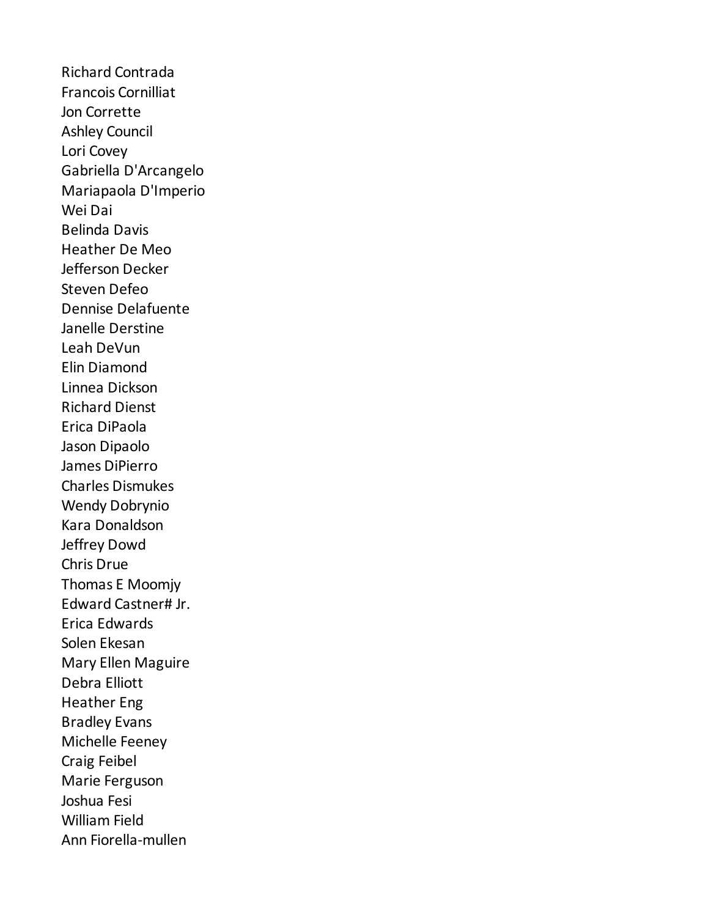Richard Contrada
Francois Cornilliat
Jon Corrette
Ashley Council
Lori Covey
Gabriella D'Arcangelo
Mariapaola D'Imperio
Wei Dai
Belinda Davis
Heather De Meo
Jefferson Decker
Steven Defeo
Dennise Delafuente
Janelle Derstine
Leah DeVun
Elin Diamond
Linnea Dickson
Richard Dienst
Erica DiPaola
Jason Dipaolo
James DiPierro
Charles Dismukes
Wendy Dobrynio
Kara Donaldson
Jeffrey Dowd
Chris Drue
Thomas E Moomjy
Edward Castner# Jr.
Erica Edwards
Solen Ekesan
Mary Ellen Maguire
Debra Elliott
Heather Eng
Bradley Evans
Michelle Feeney
Craig Feibel
Marie Ferguson
Joshua Fesi
William Field
Ann Fiorella-mullen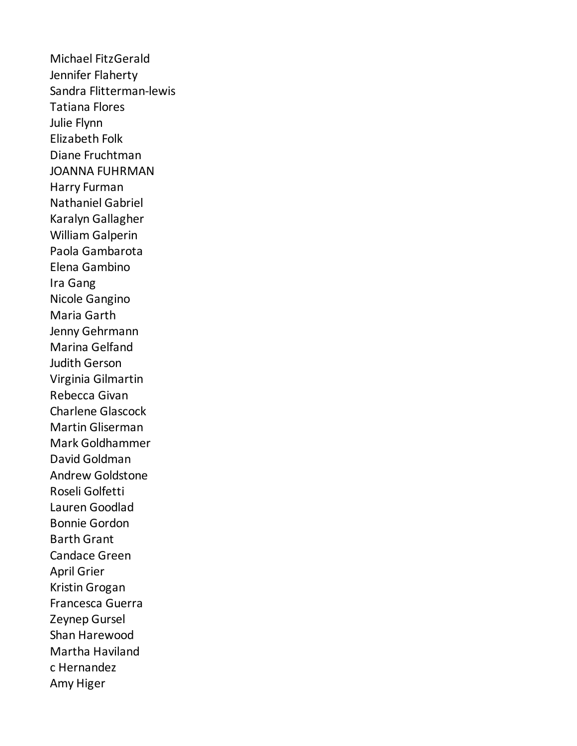Michael FitzGerald
Jennifer Flaherty
Sandra Flitterman-lewis
Tatiana Flores
Julie Flynn
Elizabeth Folk
Diane Fruchtman
JOANNA FUHRMAN
Harry Furman
Nathaniel Gabriel
Karalyn Gallagher
William Galperin
Paola Gambarota
Elena Gambino
Ira Gang
Nicole Gangino
Maria Garth
Jenny Gehrmann
Marina Gelfand
Judith Gerson
Virginia Gilmartin
Rebecca Givan
Charlene Glascock
Martin Gliserman
Mark Goldhammer
David Goldman
Andrew Goldstone
Roseli Golfetti
Lauren Goodlad
Bonnie Gordon
Barth Grant
Candace Green
April Grier
Kristin Grogan
Francesca Guerra
Zeynep Gursel
Shan Harewood
Martha Haviland
c Hernandez
Amy Higer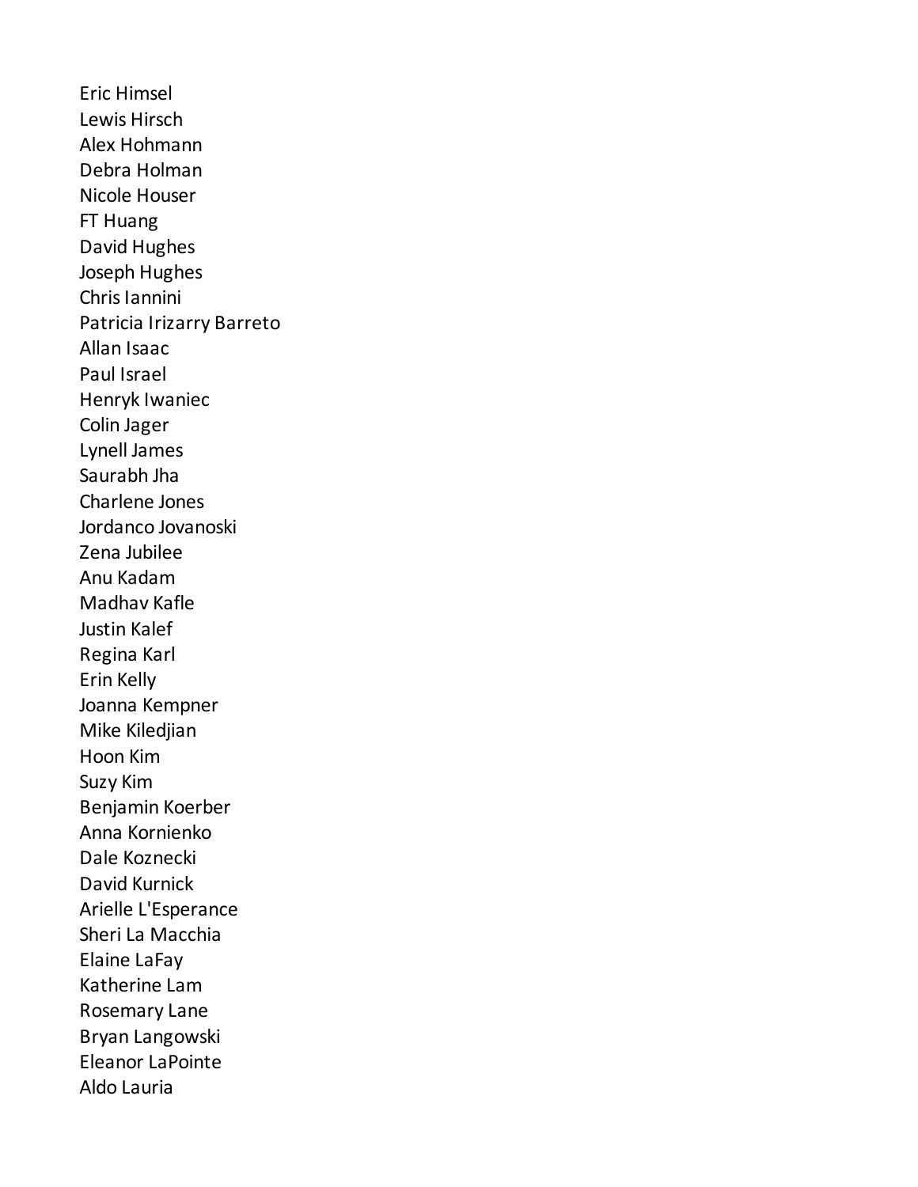Eric Himsel
Lewis Hirsch
Alex Hohmann
Debra Holman
Nicole Houser
FT Huang
David Hughes
Joseph Hughes
Chris Iannini
Patricia Irizarry Barreto
Allan Isaac
Paul Israel
Henryk Iwaniec
Colin Jager
Lynell James
Saurabh Jha
Charlene Jones
Jordanco Jovanoski
Zena Jubilee
Anu Kadam
Madhav Kafle
Justin Kalef
Regina Karl
Erin Kelly
Joanna Kempner
Mike Kiledjian
Hoon Kim
Suzy Kim
Benjamin Koerber
Anna Kornienko
Dale Koznecki
David Kurnick
Arielle L'Esperance
Sheri La Macchia
Elaine LaFay
Katherine Lam
Rosemary Lane
Bryan Langowski
Eleanor LaPointe
Aldo Lauria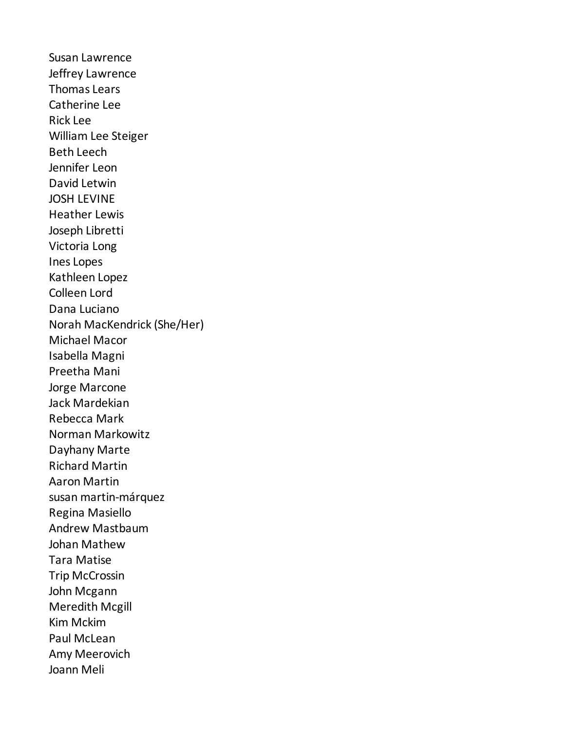Susan Lawrence
Jeffrey Lawrence
Thomas Lears
Catherine Lee
Rick Lee
William Lee Steiger
Beth Leech
Jennifer Leon
David Letwin
JOSH LEVINE
Heather Lewis
Joseph Libretti
Victoria Long
Ines Lopes
Kathleen Lopez
Colleen Lord
Dana Luciano
Norah MacKendrick (She/Her)
Michael Macor
Isabella Magni
Preetha Mani
Jorge Marcone
Jack Mardekian
Rebecca Mark
Norman Markowitz
Dayhany Marte
Richard Martin
Aaron Martin
susan martin-márquez
Regina Masiello
Andrew Mastbaum
Johan Mathew
Tara Matise
Trip McCrossin
John Mcgann
Meredith Mcgill
Kim Mckim
Paul McLean
Amy Meerovich
Joann Meli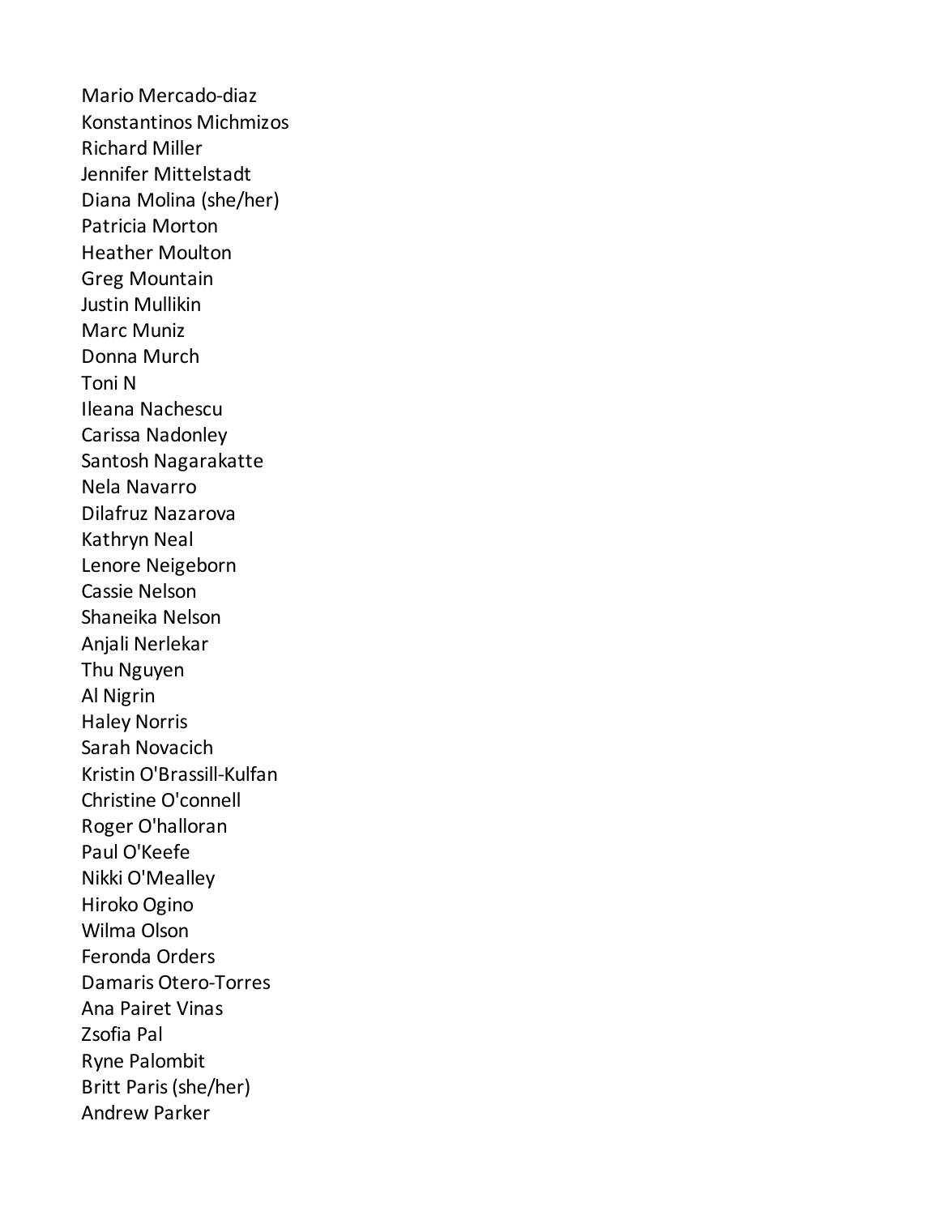Mario Mercado-diaz
Konstantinos Michmizos
Richard Miller
Jennifer Mittelstadt
Diana Molina (she/her)
Patricia Morton
Heather Moulton
Greg Mountain
Justin Mullikin
Marc Muniz
Donna Murch
Toni N
Ileana Nachescu
Carissa Nadonley
Santosh Nagarakatte
Nela Navarro
Dilafruz Nazarova
Kathryn Neal
Lenore Neigeborn
Cassie Nelson
Shaneika Nelson
Anjali Nerlekar
Thu Nguyen
Al Nigrin
Haley Norris
Sarah Novacich
Kristin O'Brassill-Kulfan
Christine O'connell
Roger O'halloran
Paul O'Keefe
Nikki O'Mealley
Hiroko Ogino
Wilma Olson
Feronda Orders
Damaris Otero-Torres
Ana Pairet Vinas
Zsofia Pal
Ryne Palombit
Britt Paris (she/her)
Andrew Parker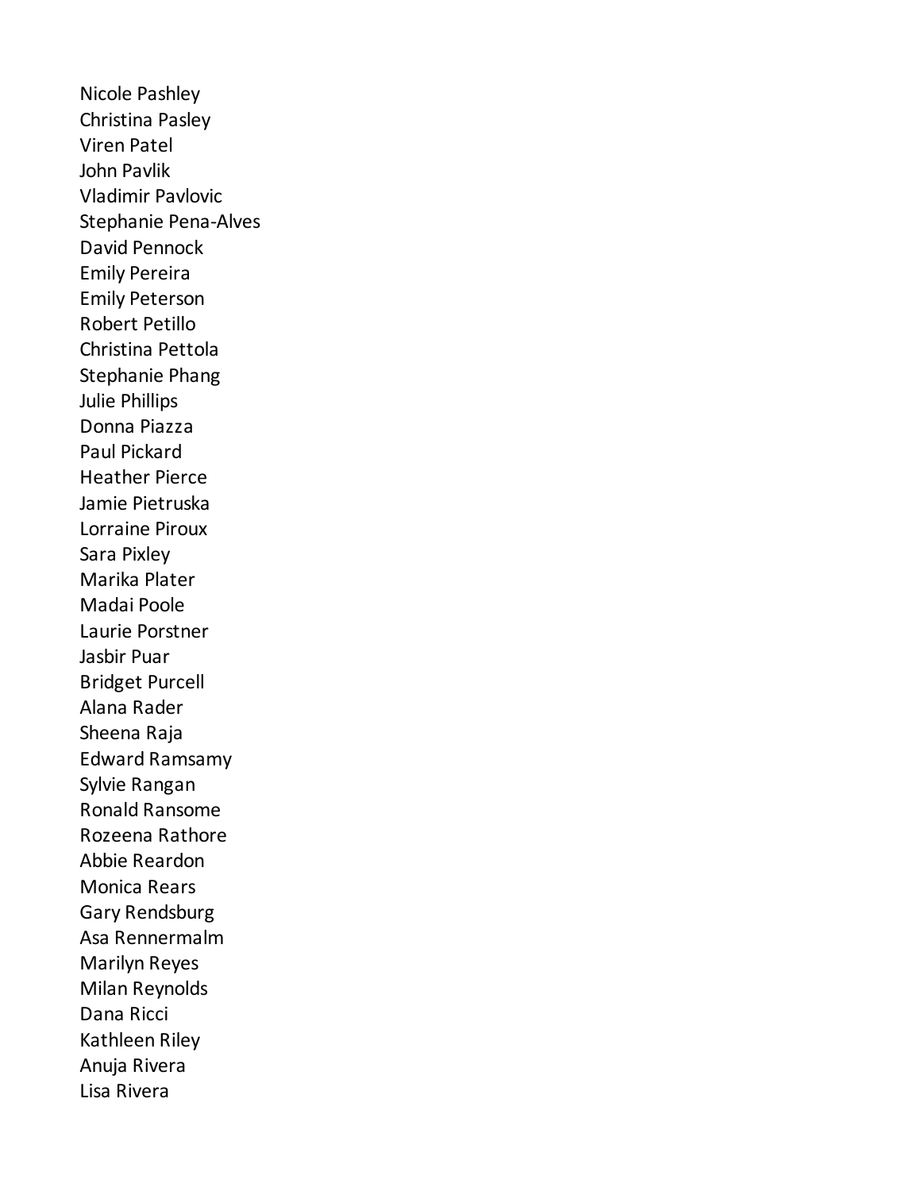Nicole Pashley
Christina Pasley
Viren Patel
John Pavlik
Vladimir Pavlovic
Stephanie Pena-Alves
David Pennock
Emily Pereira
Emily Peterson
Robert Petillo
Christina Pettola
Stephanie Phang
Julie Phillips
Donna Piazza
Paul Pickard
Heather Pierce
Jamie Pietruska
Lorraine Piroux
Sara Pixley
Marika Plater
Madai Poole
Laurie Porstner
Jasbir Puar
Bridget Purcell
Alana Rader
Sheena Raja
Edward Ramsamy
Sylvie Rangan
Ronald Ransome
Rozeena Rathore
Abbie Reardon
Monica Rears
Gary Rendsburg
Asa Rennermalm
Marilyn Reyes
Milan Reynolds
Dana Ricci
Kathleen Riley
Anuja Rivera
Lisa Rivera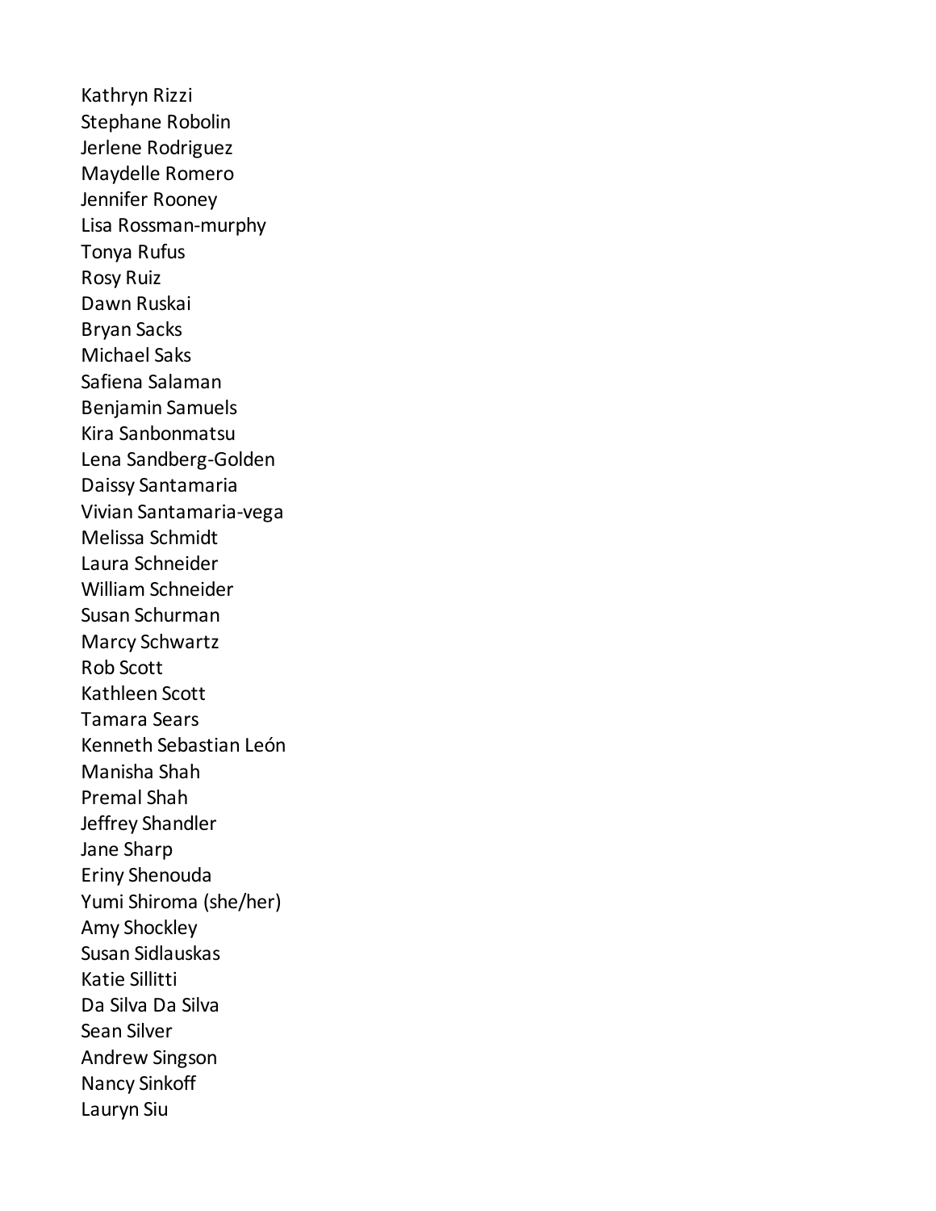Kathryn Rizzi
Stephane Robolin
Jerlene Rodriguez
Maydelle Romero
Jennifer Rooney
Lisa Rossman-murphy
Tonya Rufus
Rosy Ruiz
Dawn Ruskai
Bryan Sacks
Michael Saks
Safiena Salaman
Benjamin Samuels
Kira Sanbonmatsu
Lena Sandberg-Golden
Daissy Santamaria
Vivian Santamaria-vega
Melissa Schmidt
Laura Schneider
William Schneider
Susan Schurman
Marcy Schwartz
Rob Scott
Kathleen Scott
Tamara Sears
Kenneth Sebastian León
Manisha Shah
Premal Shah
Jeffrey Shandler
Jane Sharp
Eriny Shenouda
Yumi Shiroma (she/her)
Amy Shockley
Susan Sidlauskas
Katie Sillitti
Da Silva Da Silva
Sean Silver
Andrew Singson
Nancy Sinkoff
Lauryn Siu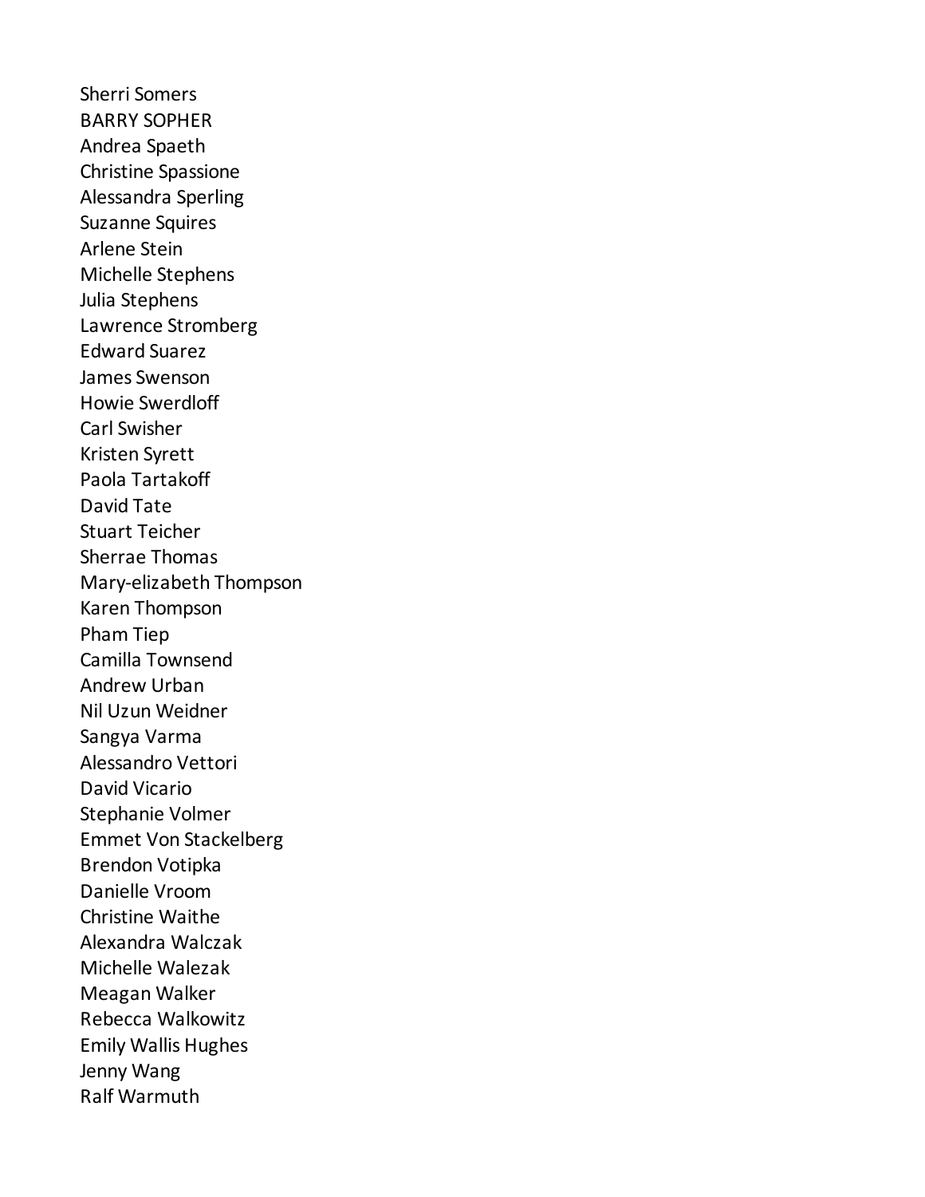Sherri Somers
BARRY SOPHER
Andrea Spaeth
Christine Spassione
Alessandra Sperling
Suzanne Squires
Arlene Stein
Michelle Stephens
Julia Stephens
Lawrence Stromberg
Edward Suarez
James Swenson
Howie Swerdloff
Carl Swisher
Kristen Syrett
Paola Tartakoff
David Tate
Stuart Teicher
Sherrae Thomas
Mary-elizabeth Thompson
Karen Thompson
Pham Tiep
Camilla Townsend
Andrew Urban
Nil Uzun Weidner
Sangya Varma
Alessandro Vettori
David Vicario
Stephanie Volmer
Emmet Von Stackelberg
Brendon Votipka
Danielle Vroom
Christine Waithe
Alexandra Walczak
Michelle Walezak
Meagan Walker
Rebecca Walkowitz
Emily Wallis Hughes
Jenny Wang
Ralf Warmuth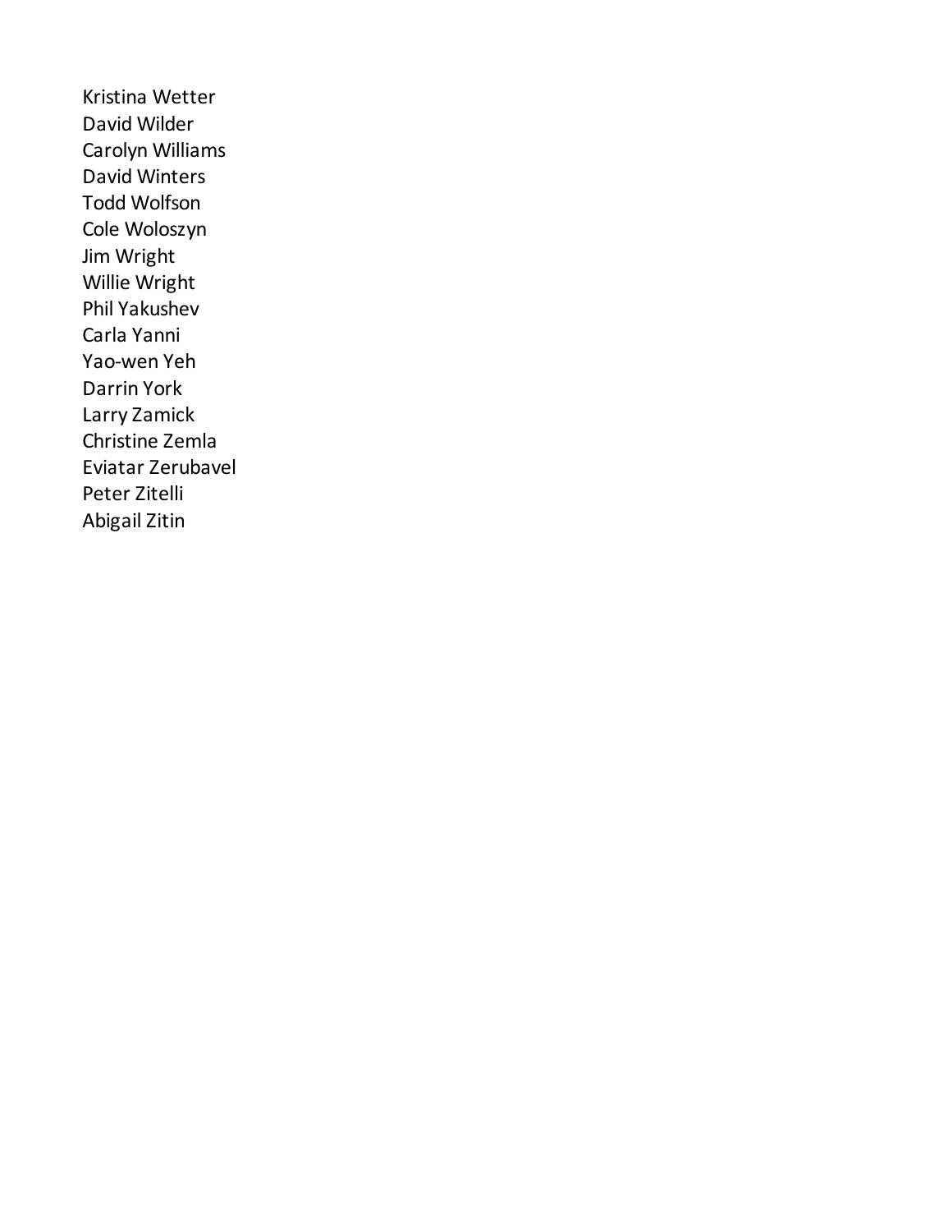Kristina Wetter
David Wilder
Carolyn Williams
David Winters
Todd Wolfson
Cole Woloszyn
Jim Wright
Willie Wright
Phil Yakushev
Carla Yanni
Yao-wen Yeh
Darrin York
Larry Zamick
Christine Zemla
Eviatar Zerubavel
Peter Zitelli
Abigail Zitin